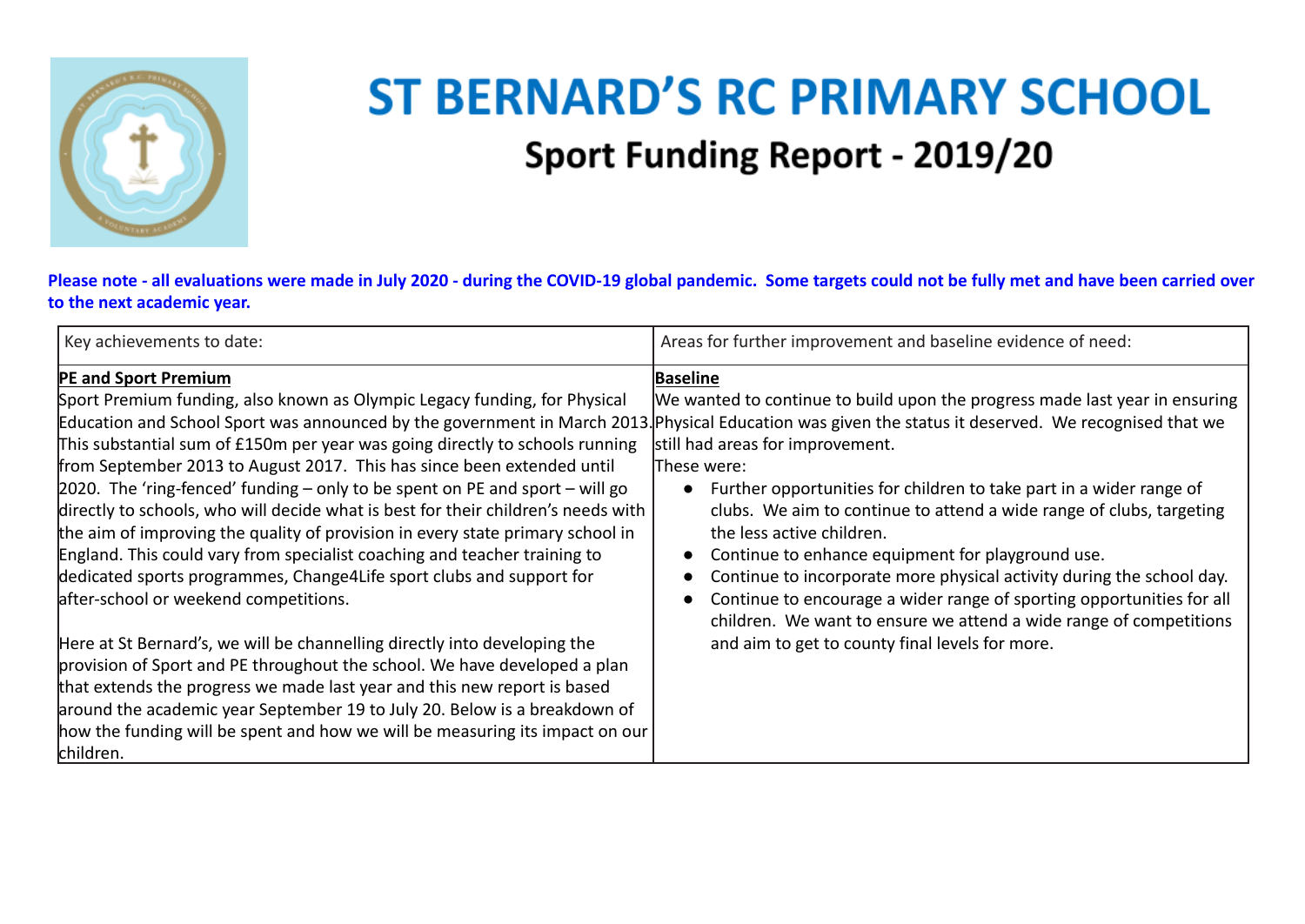# ST BERNARD'S RC PRIMARY SCHOOL

## Sport Funding Report - 2019/20

**Please note - all evaluations were made in July 2020 - during the COVID-19 global pandemic. Some targets could not be fully met and have been carried over to the next academic year.**

| Key achievements to date: | Areas for further improvement and baseline evidence of need: |
|---|---|
| **PE and Sport Premium**<br>Sport Premium funding, also known as Olympic Legacy funding, for Physical Education and School Sport was announced by the government in March 2013. This substantial sum of £150m per year was going directly to schools running from September 2013 to August 2017. This has since been extended until 2020. The 'ring-fenced' funding – only to be spent on PE and sport – will go directly to schools, who will decide what is best for their children's needs with the aim of improving the quality of provision in every state primary school in England. This could vary from specialist coaching and teacher training to dedicated sports programmes, Change4Life sport clubs and support for after-school or weekend competitions.<br><br>Here at St Bernard's, we will be channelling directly into developing the provision of Sport and PE throughout the school. We have developed a plan that extends the progress we made last year and this new report is based around the academic year September 19 to July 20. Below is a breakdown of how the funding will be spent and how we will be measuring its impact on our children. | **Baseline**<br>We wanted to continue to build upon the progress made last year in ensuring Physical Education was given the status it deserved. We recognised that we still had areas for improvement.<br>These were:<br>• Further opportunities for children to take part in a wider range of clubs. We aim to continue to attend a wide range of clubs, targeting the less active children.<br>• Continue to enhance equipment for playground use.<br>• Continue to incorporate more physical activity during the school day.<br>• Continue to encourage a wider range of sporting opportunities for all children. We want to ensure we attend a wide range of competitions and aim to get to county final levels for more. |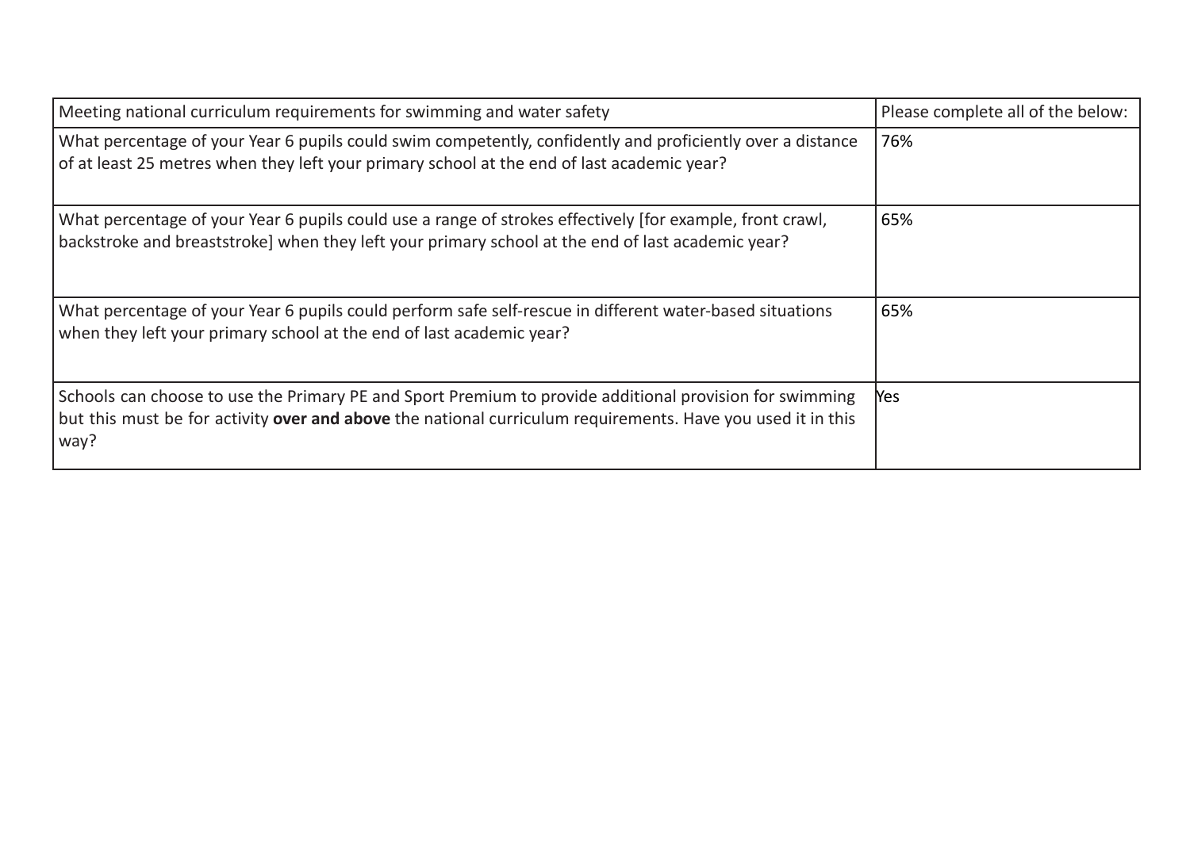| Meeting national curriculum requirements for swimming and water safety | Please complete all of the below: |
| --- | --- |
| What percentage of your Year 6 pupils could swim competently, confidently and proficiently over a distance of at least 25 metres when they left your primary school at the end of last academic year? | 76% |
| What percentage of your Year 6 pupils could use a range of strokes effectively [for example, front crawl, backstroke and breaststroke] when they left your primary school at the end of last academic year? | 65% |
| What percentage of your Year 6 pupils could perform safe self-rescue in different water-based situations when they left your primary school at the end of last academic year? | 65% |
| Schools can choose to use the Primary PE and Sport Premium to provide additional provision for swimming but this must be for activity **over and above** the national curriculum requirements. Have you used it in this way? | Yes |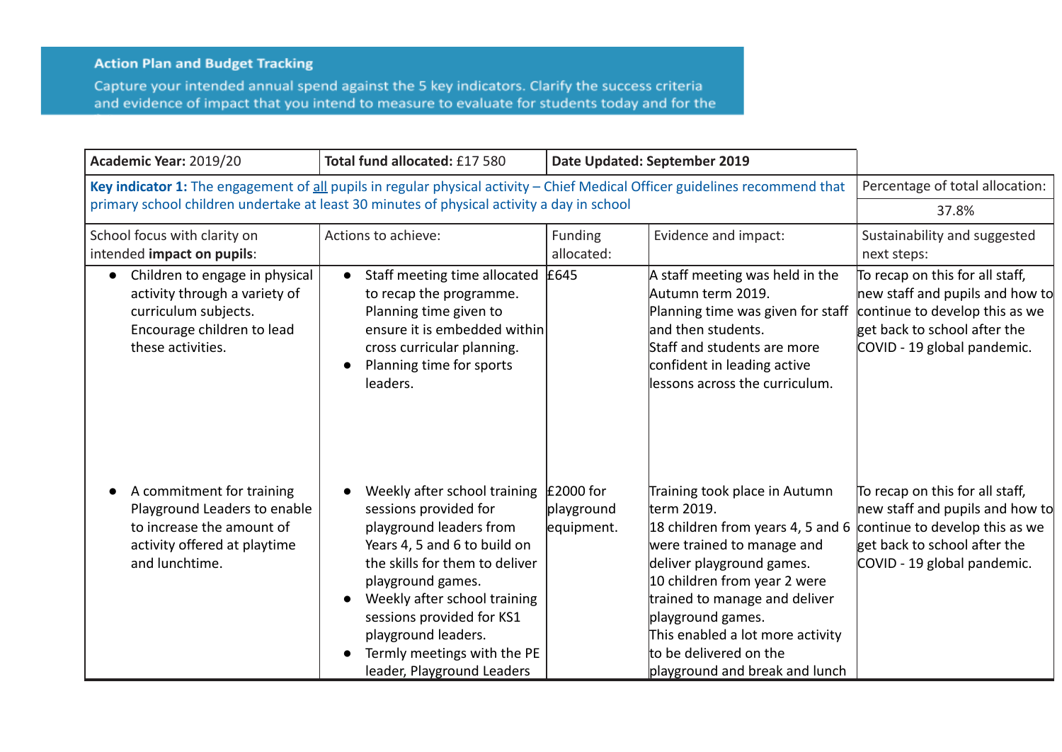**Action Plan and Budget Tracking**

Capture your intended annual spend against the 5 key indicators. Clarify the success criteria and evidence of impact that you intend to measure to evaluate for students today and for the

| **Academic Year:** 2019/20 | **Total fund allocated:** £17 580 | **Date Updated: September 2019** | | |
|---|---|---|---|---|
| **Key indicator 1:** The engagement of all pupils in regular physical activity – Chief Medical Officer guidelines recommend that primary school children undertake at least 30 minutes of physical activity a day in school | | | | Percentage of total allocation: 37.8% |
| School focus with clarity on intended **impact on pupils**: | Actions to achieve: | Funding allocated: | Evidence and impact: | Sustainability and suggested next steps: |
| • Children to engage in physical activity through a variety of curriculum subjects. Encourage children to lead these activities. | • Staff meeting time allocated to recap the programme. Planning time given to ensure it is embedded within cross curricular planning. <br> • Planning time for sports leaders. | £645 | A staff meeting was held in the Autumn term 2019. Planning time was given for staff and then students. Staff and students are more confident in leading active lessons across the curriculum. | To recap on this for all staff, new staff and pupils and how to continue to develop this as we get back to school after the COVID - 19 global pandemic. |
| • A commitment for training Playground Leaders to enable to increase the amount of activity offered at playtime and lunchtime. | • Weekly after school training sessions provided for playground leaders from Years 4, 5 and 6 to build on the skills for them to deliver playground games. <br> • Weekly after school training sessions provided for KS1 playground leaders. <br> • Termly meetings with the PE leader, Playground Leaders | £2000 for playground equipment. | Training took place in Autumn term 2019. 18 children from years 4, 5 and 6 were trained to manage and deliver playground games. 10 children from year 2 were trained to manage and deliver playground games. This enabled a lot more activity to be delivered on the playground and break and lunch | To recap on this for all staff, new staff and pupils and how to continue to develop this as we get back to school after the COVID - 19 global pandemic. |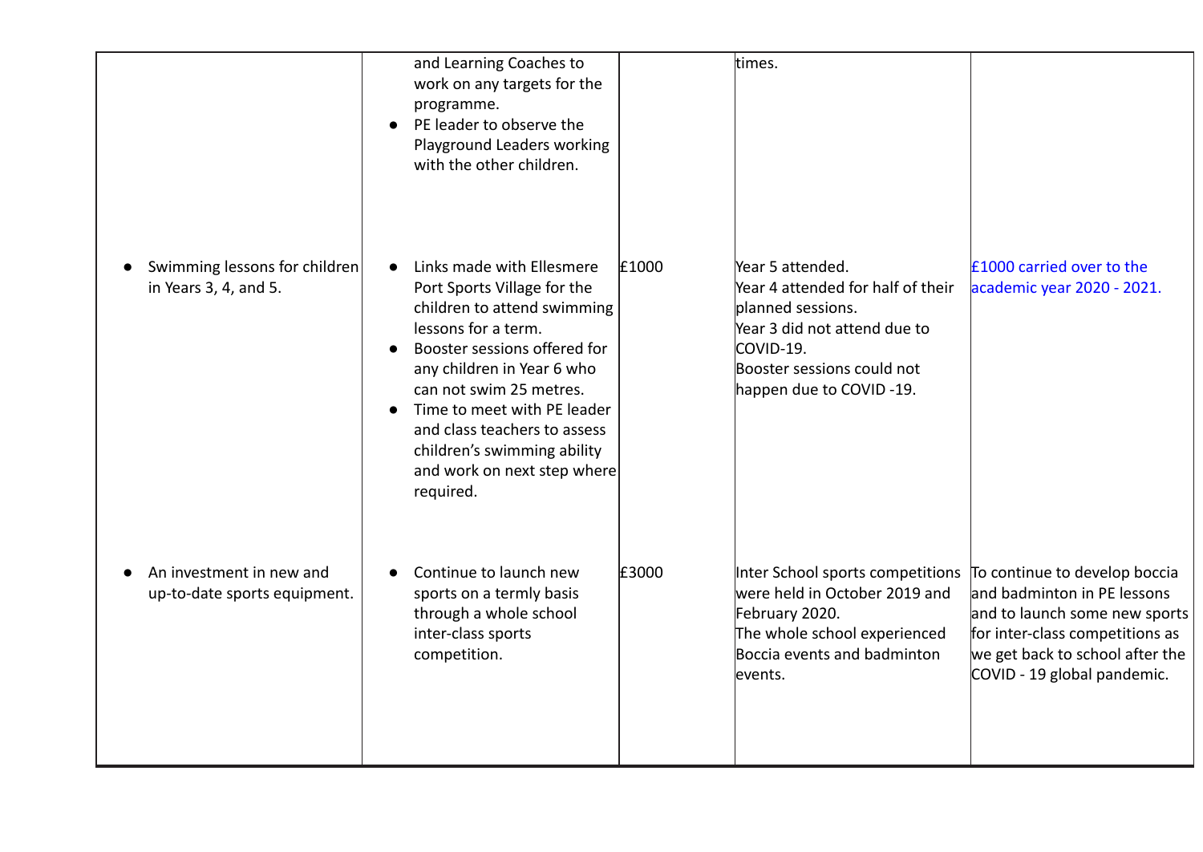| | | | | |
|---|---|---|---|---|
| | and Learning Coaches to work on any targets for the programme.<br>● PE leader to observe the Playground Leaders working with the other children. | | times. | |
| ● Swimming lessons for children in Years 3, 4, and 5. | ● Links made with Ellesmere Port Sports Village for the children to attend swimming lessons for a term.<br>● Booster sessions offered for any children in Year 6 who can not swim 25 metres.<br>● Time to meet with PE leader and class teachers to assess children's swimming ability and work on next step where required. | £1000 | Year 5 attended.<br>Year 4 attended for half of their planned sessions.<br>Year 3 did not attend due to COVID-19.<br>Booster sessions could not happen due to COVID -19. | £1000 carried over to the academic year 2020 - 2021. |
| ● An investment in new and up-to-date sports equipment. | ● Continue to launch new sports on a termly basis through a whole school inter-class sports competition. | £3000 | Inter School sports competitions were held in October 2019 and February 2020.<br>The whole school experienced Boccia events and badminton events. | To continue to develop boccia and badminton in PE lessons and to launch some new sports for inter-class competitions as we get back to school after the COVID - 19 global pandemic. |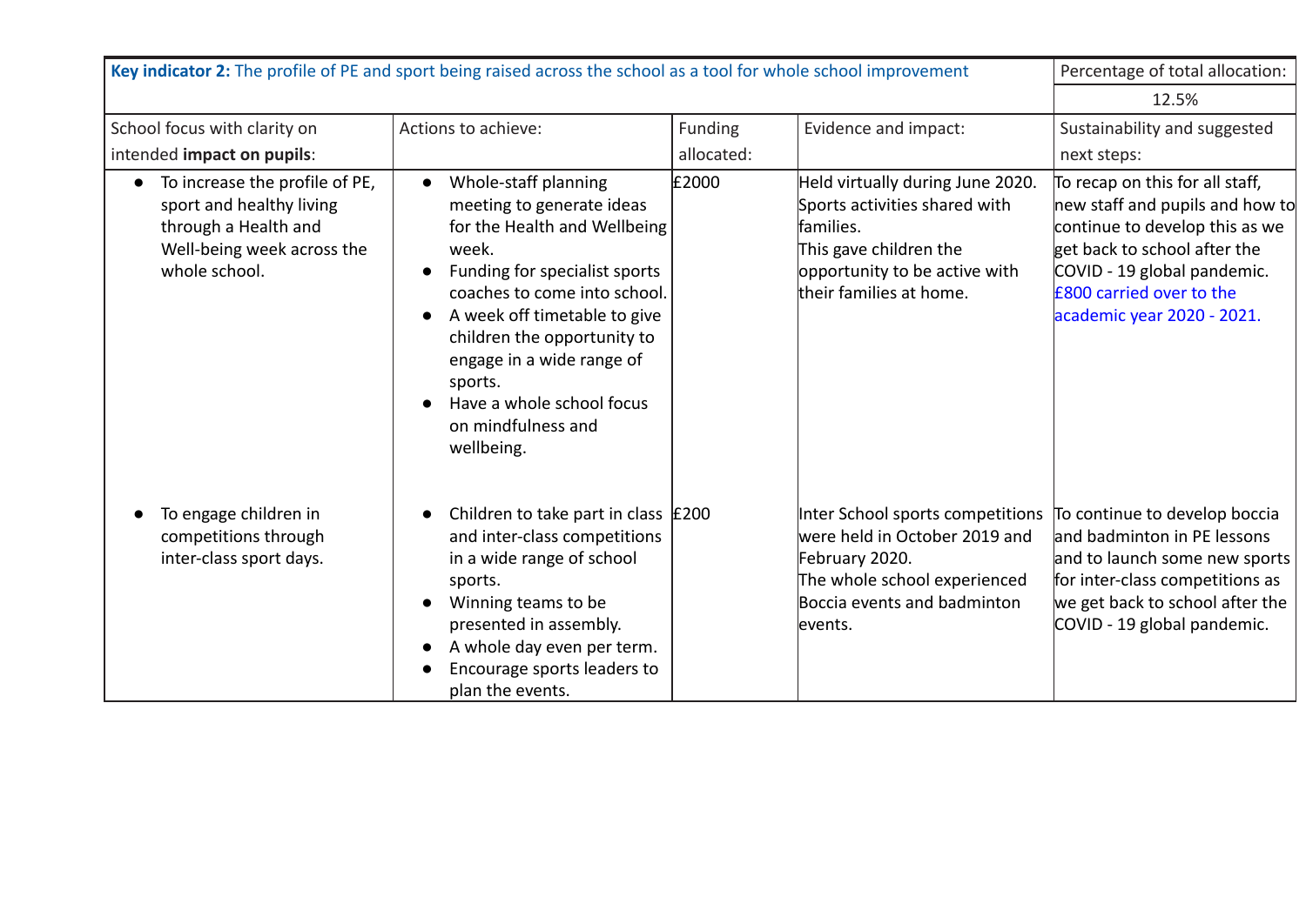| **Key indicator 2:** The profile of PE and sport being raised across the school as a tool for whole school improvement | | | | Percentage of total allocation: 12.5% |
|---|---|---|---|---|
| School focus with clarity on intended **impact on pupils**: | Actions to achieve: | Funding allocated: | Evidence and impact: | Sustainability and suggested next steps: |
| • To increase the profile of PE, sport and healthy living through a Health and Well-being week across the whole school. | • Whole-staff planning meeting to generate ideas for the Health and Wellbeing week.<br>• Funding for specialist sports coaches to come into school.<br>• A week off timetable to give children the opportunity to engage in a wide range of sports.<br>• Have a whole school focus on mindfulness and wellbeing. | £2000 | Held virtually during June 2020. Sports activities shared with families.<br>This gave children the opportunity to be active with their families at home. | To recap on this for all staff, new staff and pupils and how to continue to develop this as we get back to school after the COVID - 19 global pandemic.<br>£800 carried over to the academic year 2020 - 2021. |
| • To engage children in competitions through inter-class sport days. | • Children to take part in class and inter-class competitions in a wide range of school sports.<br>• Winning teams to be presented in assembly.<br>• A whole day even per term.<br>• Encourage sports leaders to plan the events. | £200 | Inter School sports competitions were held in October 2019 and February 2020.<br>The whole school experienced Boccia events and badminton events. | To continue to develop boccia and badminton in PE lessons and to launch some new sports for inter-class competitions as we get back to school after the COVID - 19 global pandemic. |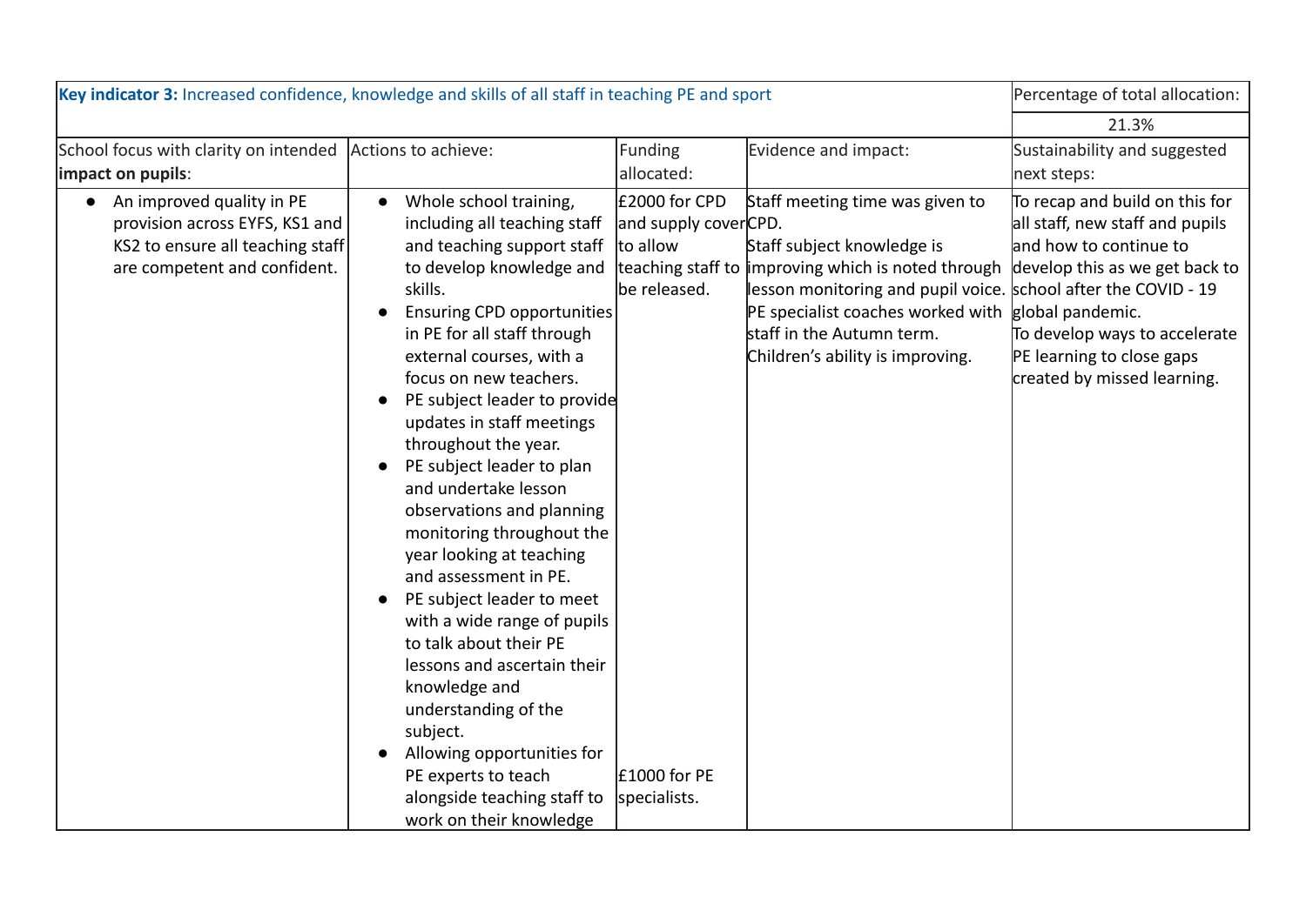| **Key indicator 3:** Increased confidence, knowledge and skills of all staff in teaching PE and sport | | | | Percentage of total allocation: |
|---|---|---|---|---|
| | | | | 21.3% |
| School focus with clarity on intended **impact on pupils**: | Actions to achieve: | Funding allocated: | Evidence and impact: | Sustainability and suggested next steps: |
| • An improved quality in PE provision across EYFS, KS1 and KS2 to ensure all teaching staff are competent and confident. | • Whole school training, including all teaching staff and teaching support staff to develop knowledge and skills.<br>• Ensuring CPD opportunities in PE for all staff through external courses, with a focus on new teachers.<br>• PE subject leader to provide updates in staff meetings throughout the year.<br>• PE subject leader to plan and undertake lesson observations and planning monitoring throughout the year looking at teaching and assessment in PE.<br>• PE subject leader to meet with a wide range of pupils to talk about their PE lessons and ascertain their knowledge and understanding of the subject.<br>• Allowing opportunities for PE experts to teach alongside teaching staff to work on their knowledge | £2000 for CPD and supply cover to allow teaching staff to be released.<br><br>£1000 for PE specialists. | Staff meeting time was given to CPD.<br>Staff subject knowledge is improving which is noted through lesson monitoring and pupil voice.<br>PE specialist coaches worked with staff in the Autumn term.<br>Children's ability is improving. | To recap and build on this for all staff, new staff and pupils and how to continue to develop this as we get back to school after the COVID - 19 global pandemic.<br>To develop ways to accelerate PE learning to close gaps created by missed learning. |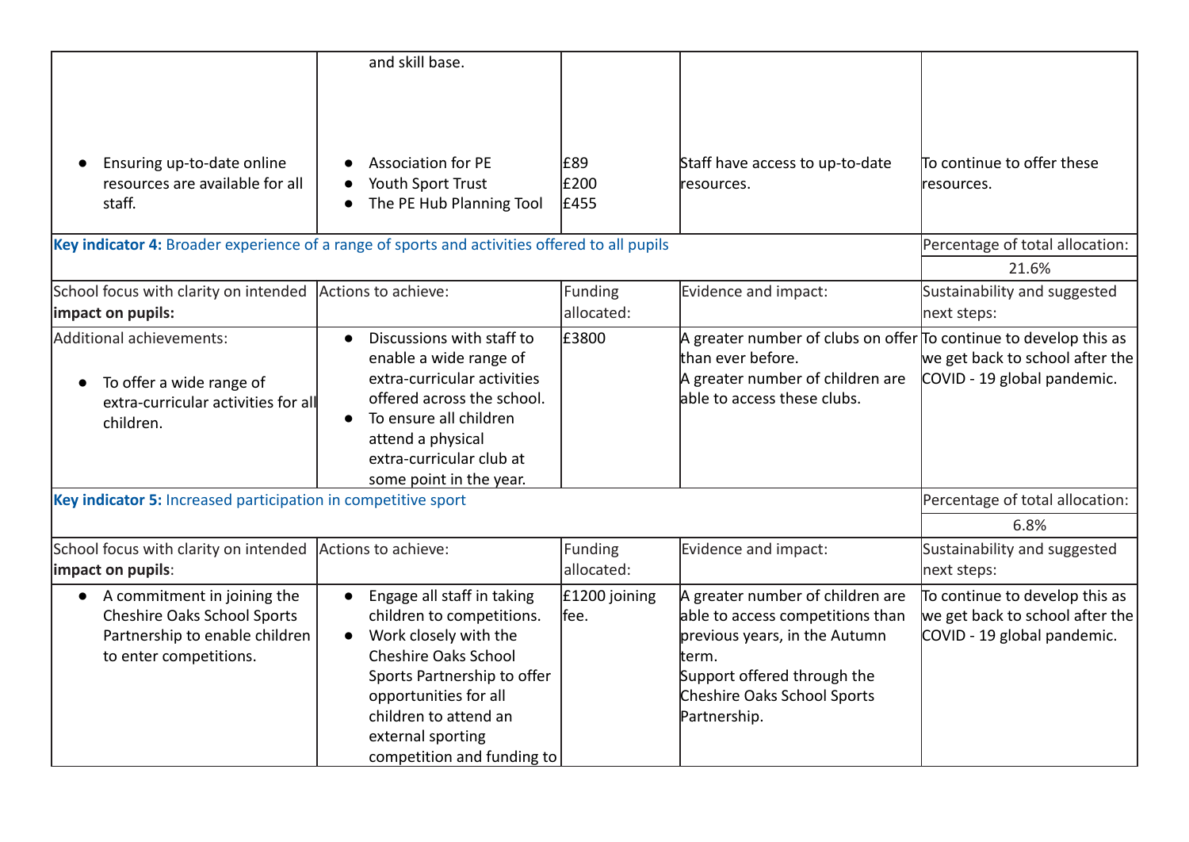| | | | | |
|---|---|---|---|---|
| | and skill base. | | | |
| • Ensuring up-to-date online resources are available for all staff. | • Association for PE<br>• Youth Sport Trust<br>• The PE Hub Planning Tool | £89<br>£200<br>£455 | Staff have access to up-to-date resources. | To continue to offer these resources. |
| **Key indicator 4:** Broader experience of a range of sports and activities offered to all pupils | | | | Percentage of total allocation:<br>21.6% |
| School focus with clarity on intended **impact on pupils:** | Actions to achieve: | Funding allocated: | Evidence and impact: | Sustainability and suggested next steps: |
| Additional achievements:<br>• To offer a wide range of extra-curricular activities for all children. | • Discussions with staff to enable a wide range of extra-curricular activities offered across the school.<br>• To ensure all children attend a physical extra-curricular club at some point in the year. | £3800 | A greater number of clubs on offer than ever before.<br>A greater number of children are able to access these clubs. | To continue to develop this as we get back to school after the COVID - 19 global pandemic. |
| **Key indicator 5:** Increased participation in competitive sport | | | | Percentage of total allocation:<br>6.8% |
| School focus with clarity on intended **impact on pupils**: | Actions to achieve: | Funding allocated: | Evidence and impact: | Sustainability and suggested next steps: |
| • A commitment in joining the Cheshire Oaks School Sports Partnership to enable children to enter competitions. | • Engage all staff in taking children to competitions.<br>• Work closely with the Cheshire Oaks School Sports Partnership to offer opportunities for all children to attend an external sporting competition and funding to | £1200 joining fee. | A greater number of children are able to access competitions than previous years, in the Autumn term.<br>Support offered through the Cheshire Oaks School Sports Partnership. | To continue to develop this as we get back to school after the COVID - 19 global pandemic. |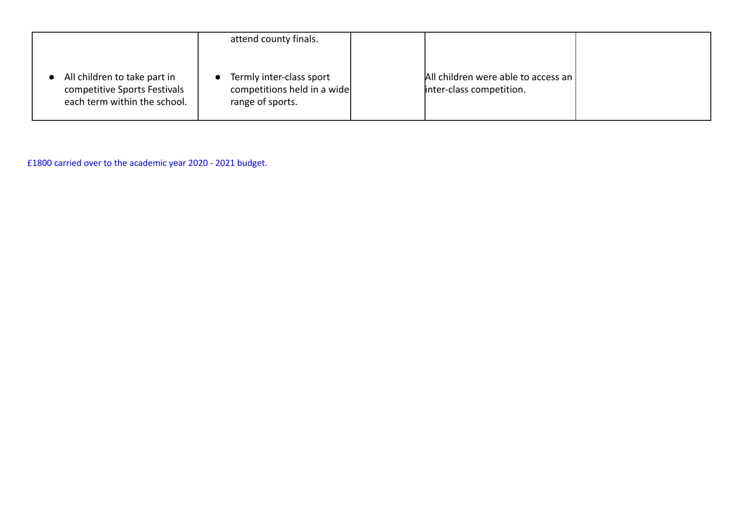| | | | | |
|---|---|---|---|---|
| | attend county finals. | | | |
| • All children to take part in competitive Sports Festivals each term within the school. | • Termly inter-class sport competitions held in a wide range of sports. | | All children were able to access an inter-class competition. | |

£1800 carried over to the academic year 2020 - 2021 budget.